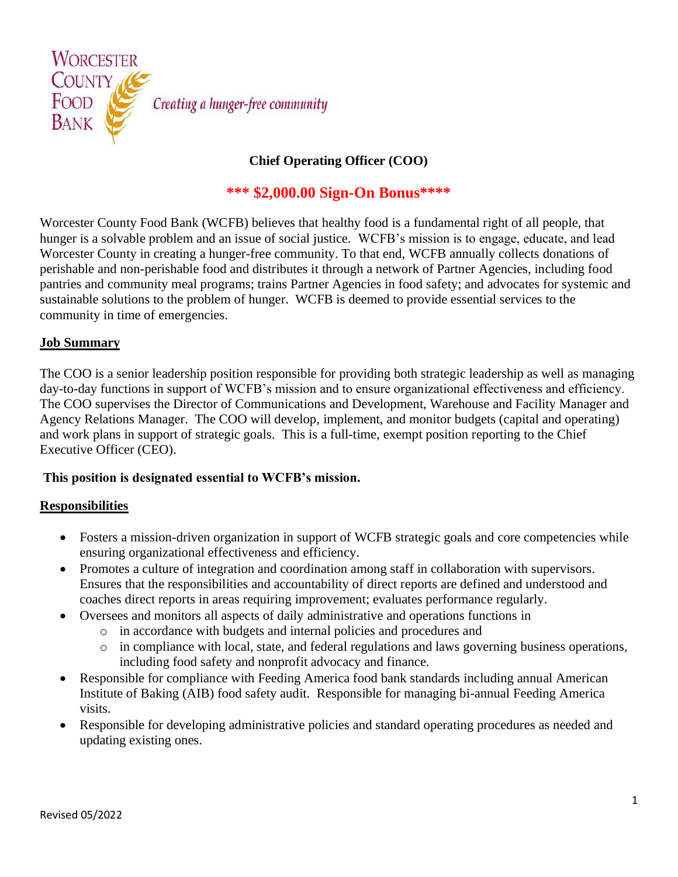Worcester County Food Bank — *Creating a hunger-free community*

## Chief Operating Officer (COO)

**\*\*\* $2,000.00 Sign-On Bonus\*\*\*\***

Worcester County Food Bank (WCFB) believes that healthy food is a fundamental right of all people, that hunger is a solvable problem and an issue of social justice. WCFB's mission is to engage, educate, and lead Worcester County in creating a hunger-free community. To that end, WCFB annually collects donations of perishable and non-perishable food and distributes it through a network of Partner Agencies, including food pantries and community meal programs; trains Partner Agencies in food safety; and advocates for systemic and sustainable solutions to the problem of hunger. WCFB is deemed to provide essential services to the community in time of emergencies.

### Job Summary

The COO is a senior leadership position responsible for providing both strategic leadership as well as managing day-to-day functions in support of WCFB's mission and to ensure organizational effectiveness and efficiency. The COO supervises the Director of Communications and Development, Warehouse and Facility Manager and Agency Relations Manager. The COO will develop, implement, and monitor budgets (capital and operating) and work plans in support of strategic goals. This is a full-time, exempt position reporting to the Chief Executive Officer (CEO).

**This position is designated essential to WCFB's mission.**

### Responsibilities

- Fosters a mission-driven organization in support of WCFB strategic goals and core competencies while ensuring organizational effectiveness and efficiency.
- Promotes a culture of integration and coordination among staff in collaboration with supervisors. Ensures that the responsibilities and accountability of direct reports are defined and understood and coaches direct reports in areas requiring improvement; evaluates performance regularly.
- Oversees and monitors all aspects of daily administrative and operations functions in
  - in accordance with budgets and internal policies and procedures and
  - in compliance with local, state, and federal regulations and laws governing business operations, including food safety and nonprofit advocacy and finance.
- Responsible for compliance with Feeding America food bank standards including annual American Institute of Baking (AIB) food safety audit. Responsible for managing bi-annual Feeding America visits.
- Responsible for developing administrative policies and standard operating procedures as needed and updating existing ones.

Revised 05/2022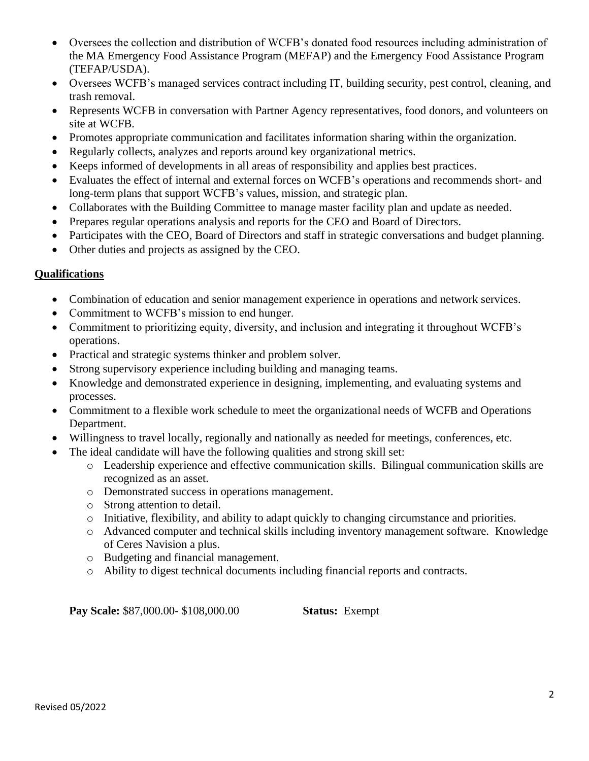- Oversees the collection and distribution of WCFB's donated food resources including administration of the MA Emergency Food Assistance Program (MEFAP) and the Emergency Food Assistance Program (TEFAP/USDA).
- Oversees WCFB's managed services contract including IT, building security, pest control, cleaning, and trash removal.
- Represents WCFB in conversation with Partner Agency representatives, food donors, and volunteers on site at WCFB.
- Promotes appropriate communication and facilitates information sharing within the organization.
- Regularly collects, analyzes and reports around key organizational metrics.
- Keeps informed of developments in all areas of responsibility and applies best practices.
- Evaluates the effect of internal and external forces on WCFB's operations and recommends short- and long-term plans that support WCFB's values, mission, and strategic plan.
- Collaborates with the Building Committee to manage master facility plan and update as needed.
- Prepares regular operations analysis and reports for the CEO and Board of Directors.
- Participates with the CEO, Board of Directors and staff in strategic conversations and budget planning.
- Other duties and projects as assigned by the CEO.

## Qualifications

- Combination of education and senior management experience in operations and network services.
- Commitment to WCFB's mission to end hunger.
- Commitment to prioritizing equity, diversity, and inclusion and integrating it throughout WCFB's operations.
- Practical and strategic systems thinker and problem solver.
- Strong supervisory experience including building and managing teams.
- Knowledge and demonstrated experience in designing, implementing, and evaluating systems and processes.
- Commitment to a flexible work schedule to meet the organizational needs of WCFB and Operations Department.
- Willingness to travel locally, regionally and nationally as needed for meetings, conferences, etc.
- The ideal candidate will have the following qualities and strong skill set:
  - Leadership experience and effective communication skills. Bilingual communication skills are recognized as an asset.
  - Demonstrated success in operations management.
  - Strong attention to detail.
  - Initiative, flexibility, and ability to adapt quickly to changing circumstance and priorities.
  - Advanced computer and technical skills including inventory management software. Knowledge of Ceres Navision a plus.
  - Budgeting and financial management.
  - Ability to digest technical documents including financial reports and contracts.

**Pay Scale:** $87,000.00- $108,000.00 **Status:** Exempt

Revised 05/2022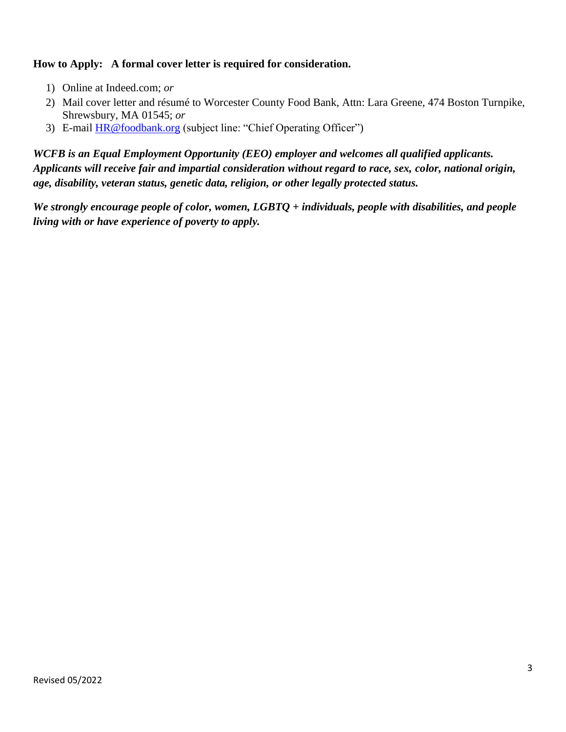**How to Apply: A formal cover letter is required for consideration.**

1) Online at Indeed.com; *or*
2) Mail cover letter and résumé to Worcester County Food Bank, Attn: Lara Greene, 474 Boston Turnpike, Shrewsbury, MA 01545; *or*
3) E-mail HR@foodbank.org (subject line: "Chief Operating Officer")

***WCFB is an Equal Employment Opportunity (EEO) employer and welcomes all qualified applicants. Applicants will receive fair and impartial consideration without regard to race, sex, color, national origin, age, disability, veteran status, genetic data, religion, or other legally protected status.***

***We strongly encourage people of color, women, LGBTQ + individuals, people with disabilities, and people living with or have experience of poverty to apply.***

Revised 05/2022